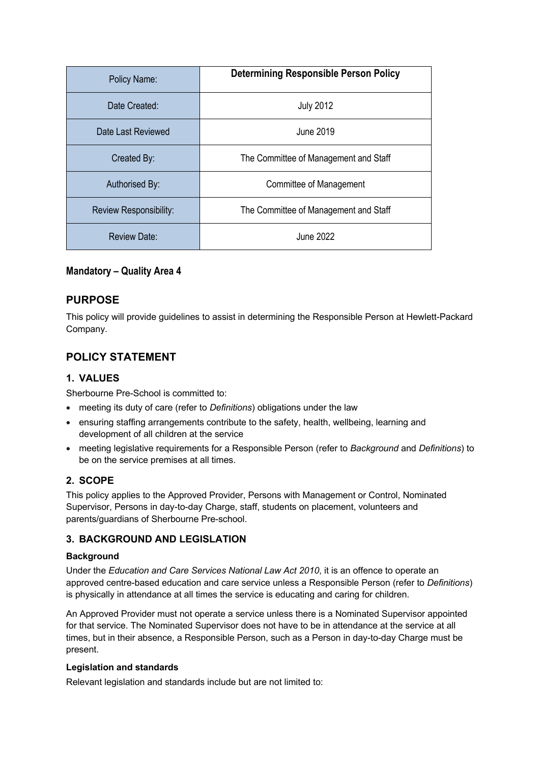| Policy Name: | **Determining Responsible Person Policy** |
|---|---|
| Date Created: | July 2012 |
| Date Last Reviewed | June 2019 |
| Created By: | The Committee of Management and Staff |
| Authorised By: | Committee of Management |
| Review Responsibility: | The Committee of Management and Staff |
| Review Date: | June 2022 |

**Mandatory – Quality Area 4**

## PURPOSE

This policy will provide guidelines to assist in determining the Responsible Person at Hewlett-Packard Company.

## POLICY STATEMENT

### 1. VALUES

Sherbourne Pre-School is committed to:

- meeting its duty of care (refer to *Definitions*) obligations under the law
- ensuring staffing arrangements contribute to the safety, health, wellbeing, learning and development of all children at the service
- meeting legislative requirements for a Responsible Person (refer to *Background* and *Definitions*) to be on the service premises at all times.

### 2. SCOPE

This policy applies to the Approved Provider, Persons with Management or Control, Nominated Supervisor, Persons in day-to-day Charge, staff, students on placement, volunteers and parents/guardians of Sherbourne Pre-school.

### 3. BACKGROUND AND LEGISLATION

**Background**

Under the *Education and Care Services National Law Act 2010*, it is an offence to operate an approved centre-based education and care service unless a Responsible Person (refer to *Definitions*) is physically in attendance at all times the service is educating and caring for children.

An Approved Provider must not operate a service unless there is a Nominated Supervisor appointed for that service. The Nominated Supervisor does not have to be in attendance at the service at all times, but in their absence, a Responsible Person, such as a Person in day-to-day Charge must be present.

**Legislation and standards**

Relevant legislation and standards include but are not limited to: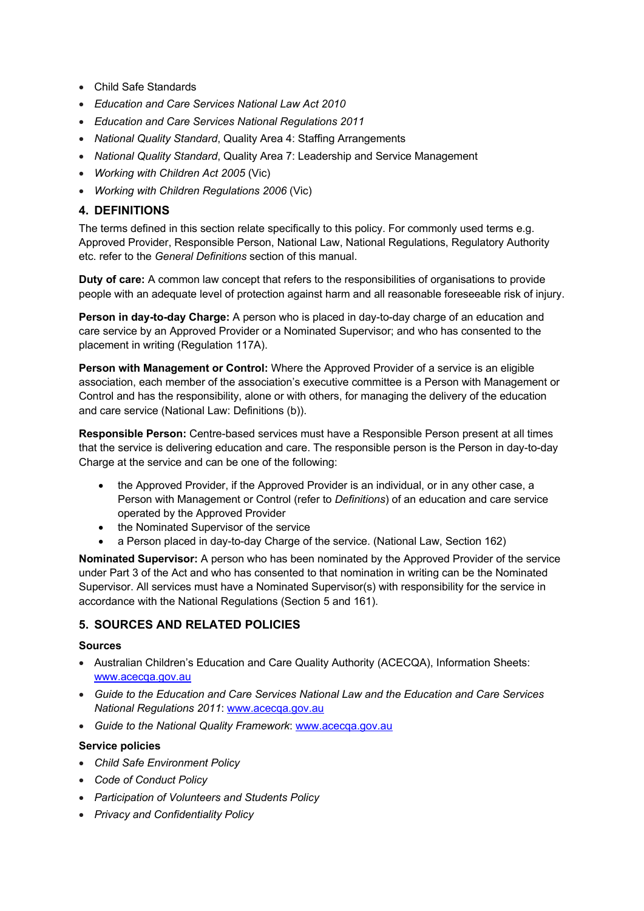- Child Safe Standards
- *Education and Care Services National Law Act 2010*
- *Education and Care Services National Regulations 2011*
- *National Quality Standard*, Quality Area 4: Staffing Arrangements
- *National Quality Standard*, Quality Area 7: Leadership and Service Management
- *Working with Children Act 2005* (Vic)
- *Working with Children Regulations 2006* (Vic)

## 4. DEFINITIONS

The terms defined in this section relate specifically to this policy. For commonly used terms e.g. Approved Provider, Responsible Person, National Law, National Regulations, Regulatory Authority etc. refer to the *General Definitions* section of this manual.

**Duty of care:** A common law concept that refers to the responsibilities of organisations to provide people with an adequate level of protection against harm and all reasonable foreseeable risk of injury.

**Person in day-to-day Charge:** A person who is placed in day-to-day charge of an education and care service by an Approved Provider or a Nominated Supervisor; and who has consented to the placement in writing (Regulation 117A).

**Person with Management or Control:** Where the Approved Provider of a service is an eligible association, each member of the association's executive committee is a Person with Management or Control and has the responsibility, alone or with others, for managing the delivery of the education and care service (National Law: Definitions (b)).

**Responsible Person:** Centre-based services must have a Responsible Person present at all times that the service is delivering education and care. The responsible person is the Person in day-to-day Charge at the service and can be one of the following:

- the Approved Provider, if the Approved Provider is an individual, or in any other case, a Person with Management or Control (refer to *Definitions*) of an education and care service operated by the Approved Provider
- the Nominated Supervisor of the service
- a Person placed in day-to-day Charge of the service. (National Law, Section 162)

**Nominated Supervisor:** A person who has been nominated by the Approved Provider of the service under Part 3 of the Act and who has consented to that nomination in writing can be the Nominated Supervisor. All services must have a Nominated Supervisor(s) with responsibility for the service in accordance with the National Regulations (Section 5 and 161).

## 5. SOURCES AND RELATED POLICIES

### Sources

- Australian Children's Education and Care Quality Authority (ACECQA), Information Sheets: www.acecqa.gov.au
- *Guide to the Education and Care Services National Law and the Education and Care Services National Regulations 2011*: www.acecqa.gov.au
- *Guide to the National Quality Framework*: www.acecqa.gov.au

### Service policies

- *Child Safe Environment Policy*
- *Code of Conduct Policy*
- *Participation of Volunteers and Students Policy*
- *Privacy and Confidentiality Policy*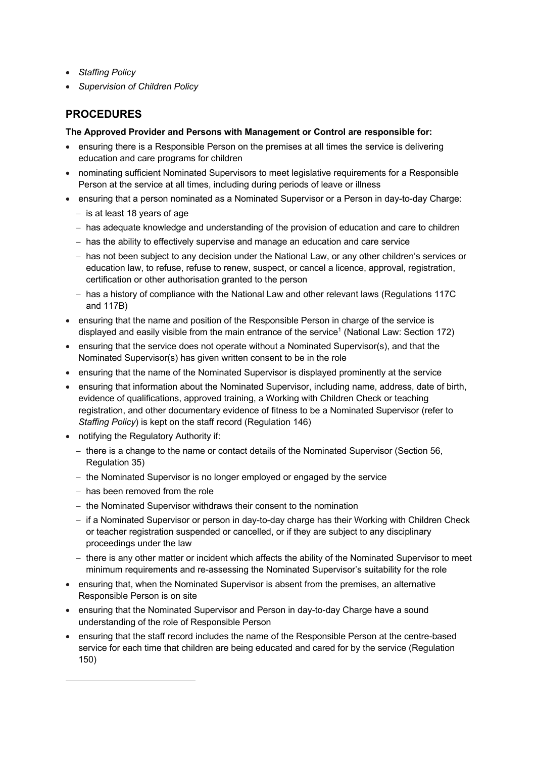- *Staffing Policy*
- *Supervision of Children Policy*

## PROCEDURES

**The Approved Provider and Persons with Management or Control are responsible for:**

- ensuring there is a Responsible Person on the premises at all times the service is delivering education and care programs for children
- nominating sufficient Nominated Supervisors to meet legislative requirements for a Responsible Person at the service at all times, including during periods of leave or illness
- ensuring that a person nominated as a Nominated Supervisor or a Person in day-to-day Charge:
  - is at least 18 years of age
  - has adequate knowledge and understanding of the provision of education and care to children
  - has the ability to effectively supervise and manage an education and care service
  - has not been subject to any decision under the National Law, or any other children's services or education law, to refuse, refuse to renew, suspect, or cancel a licence, approval, registration, certification or other authorisation granted to the person
  - has a history of compliance with the National Law and other relevant laws (Regulations 117C and 117B)
- ensuring that the name and position of the Responsible Person in charge of the service is displayed and easily visible from the main entrance of the service[1] (National Law: Section 172)
- ensuring that the service does not operate without a Nominated Supervisor(s), and that the Nominated Supervisor(s) has given written consent to be in the role
- ensuring that the name of the Nominated Supervisor is displayed prominently at the service
- ensuring that information about the Nominated Supervisor, including name, address, date of birth, evidence of qualifications, approved training, a Working with Children Check or teaching registration, and other documentary evidence of fitness to be a Nominated Supervisor (refer to *Staffing Policy*) is kept on the staff record (Regulation 146)
- notifying the Regulatory Authority if:
  - there is a change to the name or contact details of the Nominated Supervisor (Section 56, Regulation 35)
  - the Nominated Supervisor is no longer employed or engaged by the service
  - has been removed from the role
  - the Nominated Supervisor withdraws their consent to the nomination
  - if a Nominated Supervisor or person in day-to-day charge has their Working with Children Check or teacher registration suspended or cancelled, or if they are subject to any disciplinary proceedings under the law
  - there is any other matter or incident which affects the ability of the Nominated Supervisor to meet minimum requirements and re-assessing the Nominated Supervisor's suitability for the role
- ensuring that, when the Nominated Supervisor is absent from the premises, an alternative Responsible Person is on site
- ensuring that the Nominated Supervisor and Person in day-to-day Charge have a sound understanding of the role of Responsible Person
- ensuring that the staff record includes the name of the Responsible Person at the centre-based service for each time that children are being educated and cared for by the service (Regulation 150)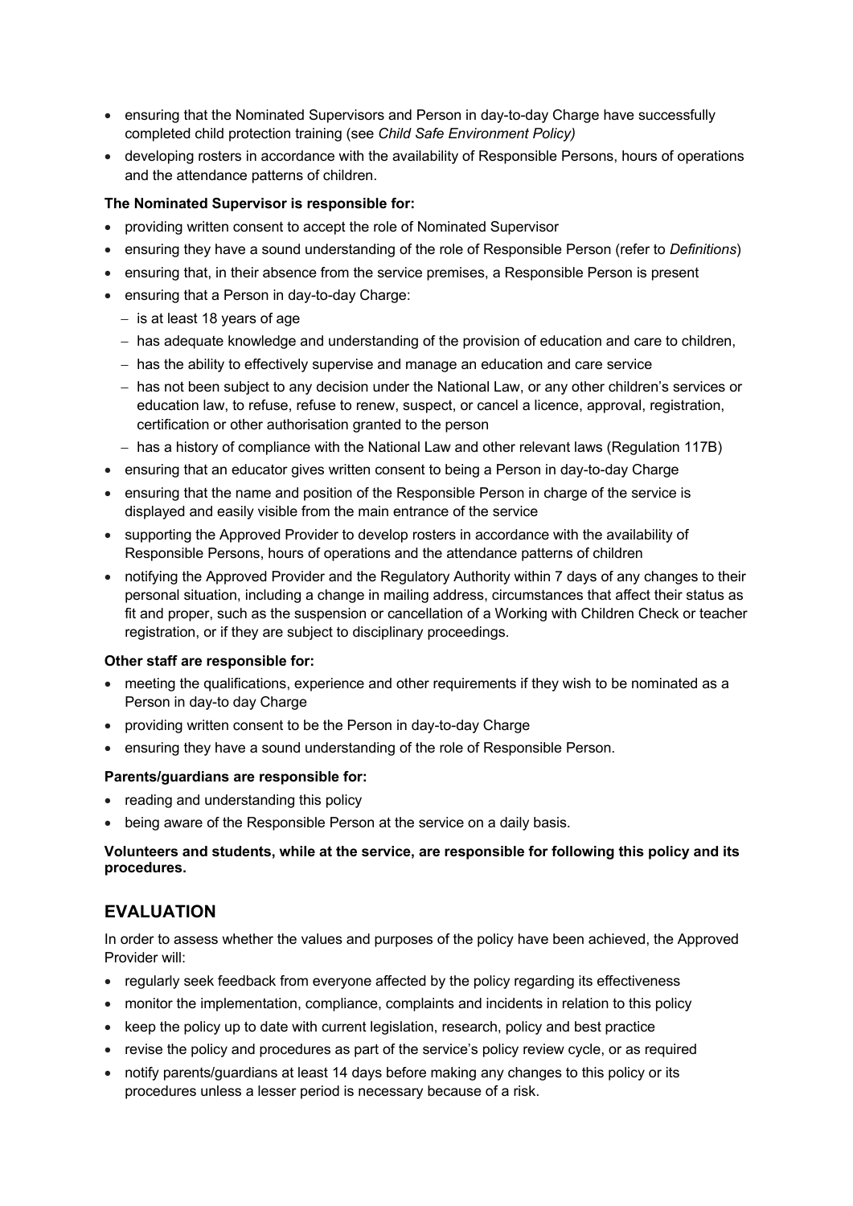- ensuring that the Nominated Supervisors and Person in day-to-day Charge have successfully completed child protection training (see *Child Safe Environment Policy)*
- developing rosters in accordance with the availability of Responsible Persons, hours of operations and the attendance patterns of children.

**The Nominated Supervisor is responsible for:**

- providing written consent to accept the role of Nominated Supervisor
- ensuring they have a sound understanding of the role of Responsible Person (refer to *Definitions*)
- ensuring that, in their absence from the service premises, a Responsible Person is present
- ensuring that a Person in day-to-day Charge:
  - is at least 18 years of age
  - has adequate knowledge and understanding of the provision of education and care to children,
  - has the ability to effectively supervise and manage an education and care service
  - has not been subject to any decision under the National Law, or any other children's services or education law, to refuse, refuse to renew, suspect, or cancel a licence, approval, registration, certification or other authorisation granted to the person
  - has a history of compliance with the National Law and other relevant laws (Regulation 117B)
- ensuring that an educator gives written consent to being a Person in day-to-day Charge
- ensuring that the name and position of the Responsible Person in charge of the service is displayed and easily visible from the main entrance of the service
- supporting the Approved Provider to develop rosters in accordance with the availability of Responsible Persons, hours of operations and the attendance patterns of children
- notifying the Approved Provider and the Regulatory Authority within 7 days of any changes to their personal situation, including a change in mailing address, circumstances that affect their status as fit and proper, such as the suspension or cancellation of a Working with Children Check or teacher registration, or if they are subject to disciplinary proceedings.

**Other staff are responsible for:**

- meeting the qualifications, experience and other requirements if they wish to be nominated as a Person in day-to day Charge
- providing written consent to be the Person in day-to-day Charge
- ensuring they have a sound understanding of the role of Responsible Person.

**Parents/guardians are responsible for:**

- reading and understanding this policy
- being aware of the Responsible Person at the service on a daily basis.

**Volunteers and students, while at the service, are responsible for following this policy and its procedures.**

## EVALUATION

In order to assess whether the values and purposes of the policy have been achieved, the Approved Provider will:

- regularly seek feedback from everyone affected by the policy regarding its effectiveness
- monitor the implementation, compliance, complaints and incidents in relation to this policy
- keep the policy up to date with current legislation, research, policy and best practice
- revise the policy and procedures as part of the service's policy review cycle, or as required
- notify parents/guardians at least 14 days before making any changes to this policy or its procedures unless a lesser period is necessary because of a risk.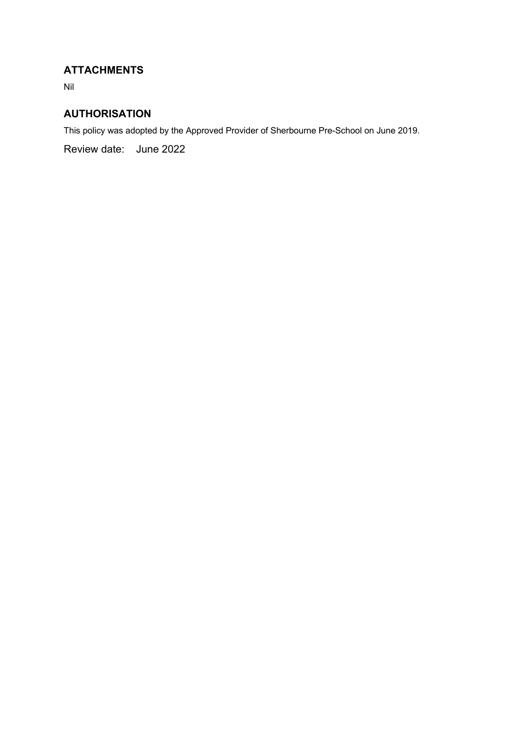## ATTACHMENTS

Nil

## AUTHORISATION

This policy was adopted by the Approved Provider of Sherbourne Pre-School on June 2019.

Review date: June 2022